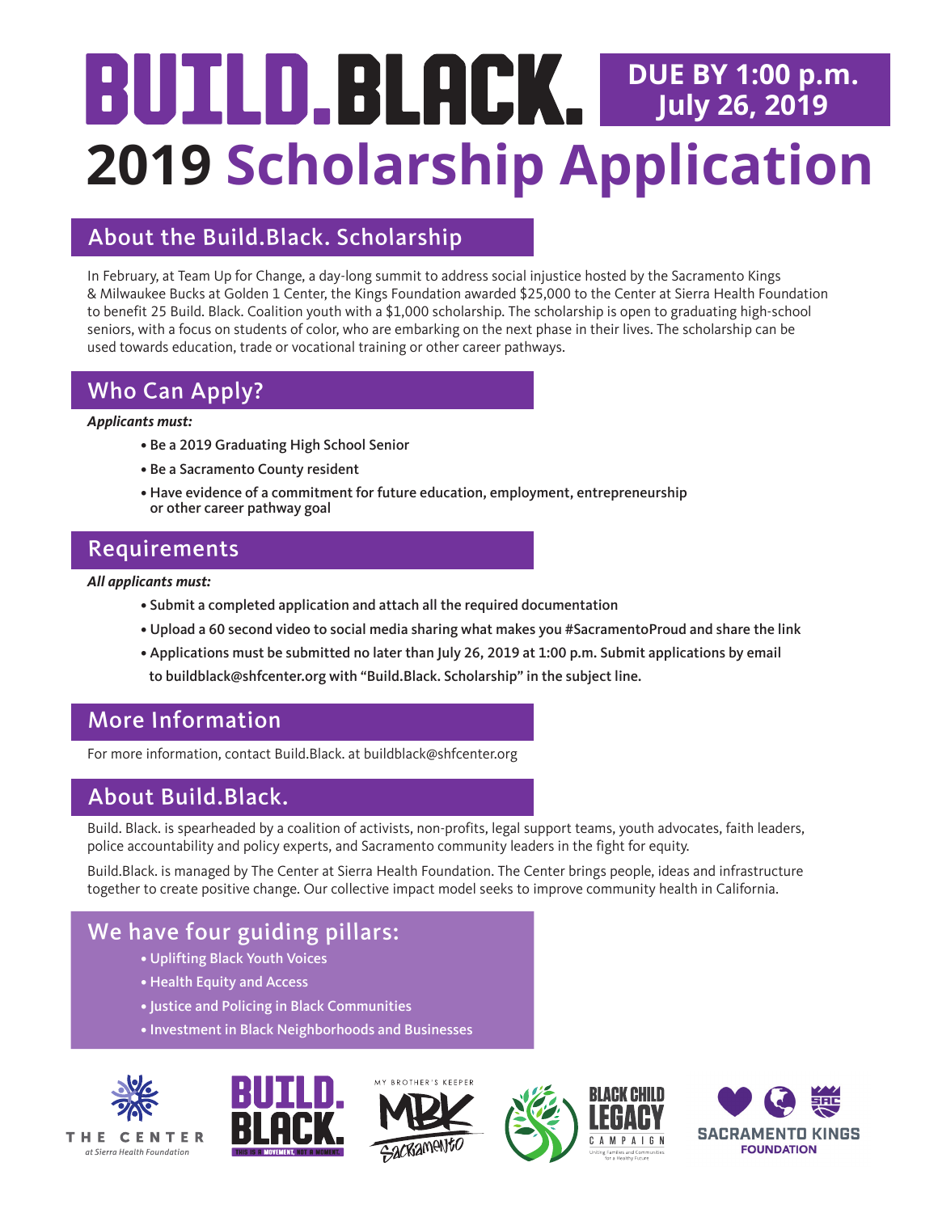# BUILD.BLACK.

**DUE BY 1:00 p.m. July 26, 2019**

# 2019 Scholarship Application

## About the Build.Black. Scholarship

In February, at Team Up for Change, a day-long summit to address social injustice hosted by the Sacramento Kings & Milwaukee Bucks at Golden 1 Center, the Kings Foundation awarded $25,000 to the Center at Sierra Health Foundation to benefit 25 Build. Black. Coalition youth with a $1,000 scholarship. The scholarship is open to graduating high-school seniors, with a focus on students of color, who are embarking on the next phase in their lives. The scholarship can be used towards education, trade or vocational training or other career pathways.

## Who Can Apply?

***Applicants must:***

- **Be a 2019 Graduating High School Senior**
- **Be a Sacramento County resident**
- **Have evidence of a commitment for future education, employment, entrepreneurship or other career pathway goal**

## Requirements

***All applicants must:***

- **Submit a completed application and attach all the required documentation**
- **Upload a 60 second video to social media sharing what makes you #SacramentoProud and share the link**
- **Applications must be submitted no later than July 26, 2019 at 1:00 p.m. Submit applications by email to buildblack@shfcenter.org with "Build.Black. Scholarship" in the subject line.**

## More Information

For more information, contact Build.Black. at buildblack@shfcenter.org

## About Build.Black.

Build. Black. is spearheaded by a coalition of activists, non-profits, legal support teams, youth advocates, faith leaders, police accountability and policy experts, and Sacramento community leaders in the fight for equity.

Build.Black. is managed by The Center at Sierra Health Foundation. The Center brings people, ideas and infrastructure together to create positive change. Our collective impact model seeks to improve community health in California.

## We have four guiding pillars:

- Uplifting Black Youth Voices
- Health Equity and Access
- Justice and Policing in Black Communities
- Investment in Black Neighborhoods and Businesses

THE CENTER at Sierra Health Foundation | BUILD. BLACK. THIS IS A MOVEMENT, NOT A MOMENT | MY BROTHER'S KEEPER MBK Sacramento | BLACK CHILD LEGACY CAMPAIGN Uniting Families and Communities for a Healthy Future | SACRAMENTO KINGS FOUNDATION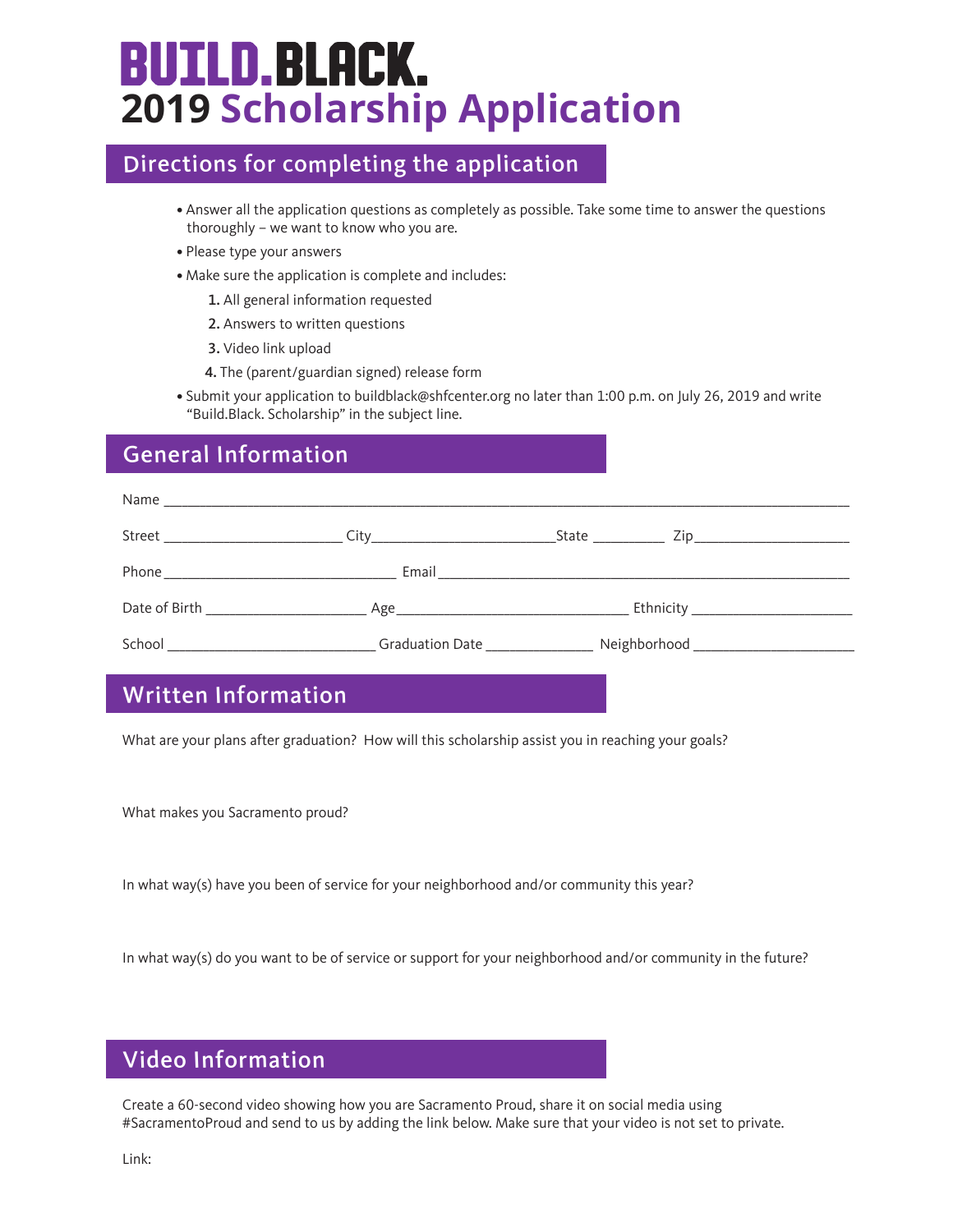# BUILD.BLACK.

# 2019 Scholarship Application

## Directions for completing the application

- Answer all the application questions as completely as possible. Take some time to answer the questions thoroughly – we want to know who you are.
- Please type your answers
- Make sure the application is complete and includes:
  1. All general information requested
  2. Answers to written questions
  3. Video link upload
  4. The (parent/guardian signed) release form
- Submit your application to buildblack@shfcenter.org no later than 1:00 p.m. on July 26, 2019 and write "Build.Black. Scholarship" in the subject line.

## General Information

Name ___________________________________________________________________________

Street ______________________ City_______________________ State _________ Zip____________________

Phone ______________________________ Email ____________________________________________________

Date of Birth ____________________ Age _____________________________ Ethnicity _____________________

School __________________________ Graduation Date _____________ Neighborhood ____________________

## Written Information

What are your plans after graduation? How will this scholarship assist you in reaching your goals?

What makes you Sacramento proud?

In what way(s) have you been of service for your neighborhood and/or community this year?

In what way(s) do you want to be of service or support for your neighborhood and/or community in the future?

## Video Information

Create a 60-second video showing how you are Sacramento Proud, share it on social media using #SacramentoProud and send to us by adding the link below. Make sure that your video is not set to private.

Link: